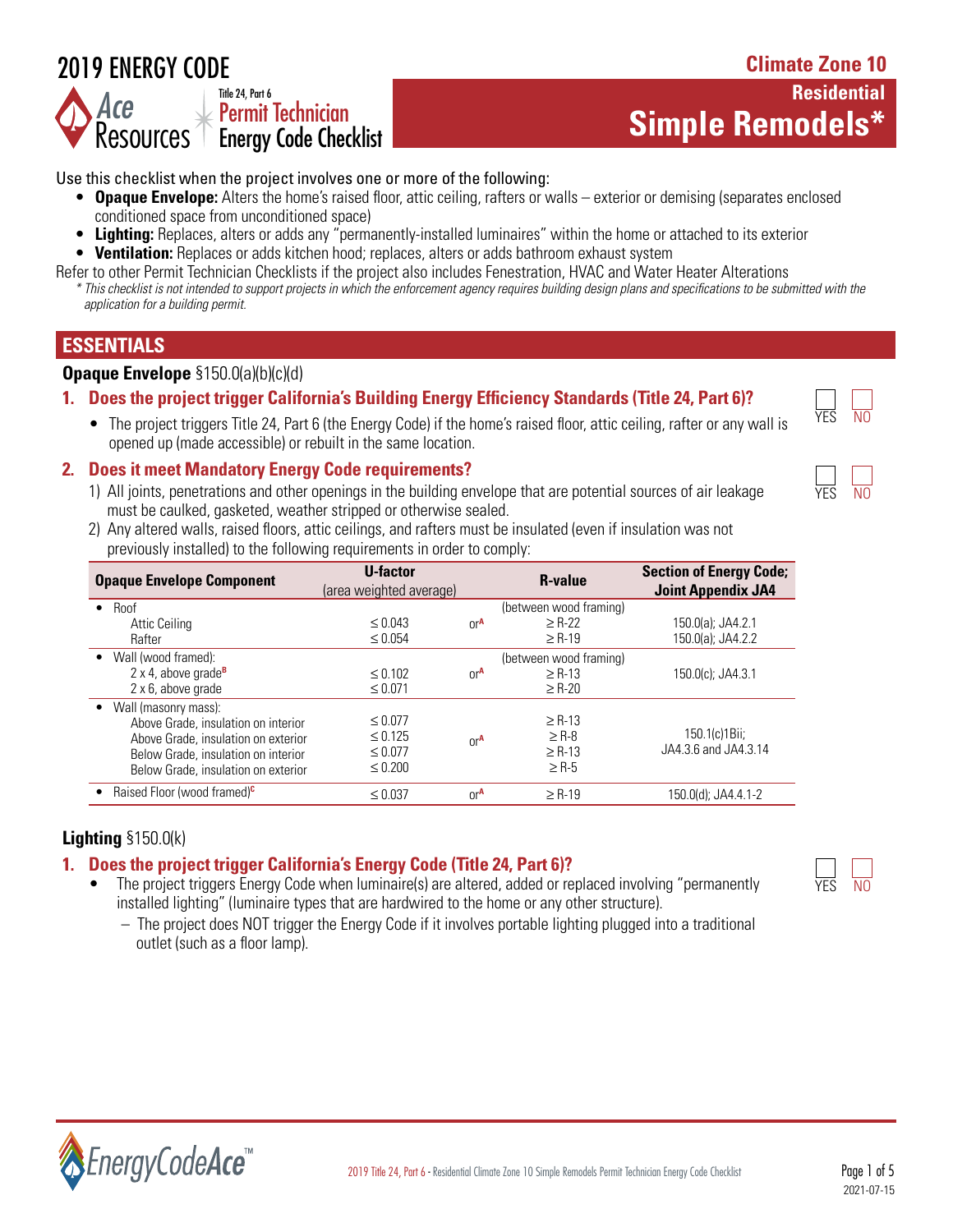# 2019 ENERGY CODE

Title 24, Part 6
Permit Technician Energy Code Checklist

**Climate Zone 10**

**Residential**

## Simple Remodels*

Use this checklist when the project involves one or more of the following:

- **Opaque Envelope:** Alters the home's raised floor, attic ceiling, rafters or walls – exterior or demising (separates enclosed conditioned space from unconditioned space)
- **Lighting:** Replaces, alters or adds any "permanently-installed luminaires" within the home or attached to its exterior
- **Ventilation:** Replaces or adds kitchen hood; replaces, alters or adds bathroom exhaust system

Refer to other Permit Technician Checklists if the project also includes Fenestration, HVAC and Water Heater Alterations

*\* This checklist is not intended to support projects in which the enforcement agency requires building design plans and specifications to be submitted with the application for a building permit.*

## ESSENTIALS

### Opaque Envelope §150.0(a)(b)(c)(d)

**1. Does the project trigger California's Building Energy Efficiency Standards (Title 24, Part 6)?** ☐ YES ☐ NO

- The project triggers Title 24, Part 6 (the Energy Code) if the home's raised floor, attic ceiling, rafter or any wall is opened up (made accessible) or rebuilt in the same location.

**2. Does it meet Mandatory Energy Code requirements?** ☐ YES ☐ NO

1) All joints, penetrations and other openings in the building envelope that are potential sources of air leakage must be caulked, gasketed, weather stripped or otherwise sealed.
2) Any altered walls, raised floors, attic ceilings, and rafters must be insulated (even if insulation was not previously installed) to the following requirements in order to comply:

| Opaque Envelope Component | U-factor (area weighted average) | | R-value | Section of Energy Code; Joint Appendix JA4 |
|---|---|---|---|---|
| • Roof | | | (between wood framing) | |
| Attic Ceiling | ≤ 0.043 | or[A] | ≥ R-22 | 150.0(a); JA4.2.1 |
| Rafter | ≤ 0.054 | | ≥ R-19 | 150.0(a); JA4.2.2 |
| • Wall (wood framed): | | | (between wood framing) | |
| 2 x 4, above grade[B] | ≤ 0.102 | or[A] | ≥ R-13 | 150.0(c); JA4.3.1 |
| 2 x 6, above grade | ≤ 0.071 | | ≥ R-20 | |
| • Wall (masonry mass): | | | | |
| Above Grade, insulation on interior | ≤ 0.077 | | ≥ R-13 | 150.1(c)1Bii; JA4.3.6 and JA4.3.14 |
| Above Grade, insulation on exterior | ≤ 0.125 | or[A] | ≥ R-8 | |
| Below Grade, insulation on interior | ≤ 0.077 | | ≥ R-13 | |
| Below Grade, insulation on exterior | ≤ 0.200 | | ≥ R-5 | |
| • Raised Floor (wood framed)[C] | ≤ 0.037 | or[A] | ≥ R-19 | 150.0(d); JA4.4.1-2 |

### Lighting §150.0(k)

**1. Does the project trigger California's Energy Code (Title 24, Part 6)?** ☐ YES ☐ NO

- The project triggers Energy Code when luminaire(s) are altered, added or replaced involving "permanently installed lighting" (luminaire types that are hardwired to the home or any other structure).
  - The project does NOT trigger the Energy Code if it involves portable lighting plugged into a traditional outlet (such as a floor lamp).

2021-07-15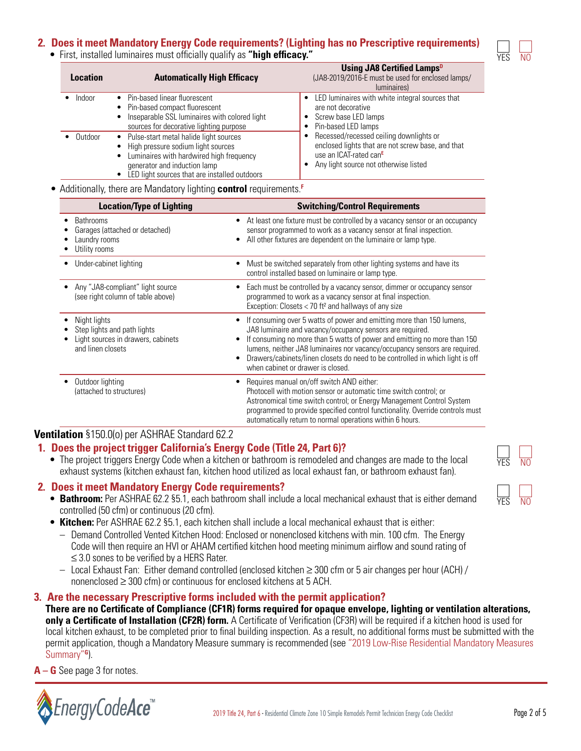## 2. Does it meet Mandatory Energy Code requirements? (Lighting has no Prescriptive requirements)

YES ☐ NO ☐

- First, installed luminaires must officially qualify as **"high efficacy."**

| Location | Automatically High Efficacy | Using JA8 Certified Lamps[D] (JA8-2019/2016-E must be used for enclosed lamps/luminaires) |
|---|---|---|
| • Indoor | • Pin-based linear fluorescent<br>• Pin-based compact fluorescent<br>• Inseparable SSL luminaires with colored light sources for decorative lighting purpose | • LED luminaires with white integral sources that are not decorative<br>• Screw base LED lamps<br>• Pin-based LED lamps<br>• Recessed/recessed ceiling downlights or enclosed lights that are not screw base, and that use an ICAT-rated can[E]<br>• Any light source not otherwise listed |
| • Outdoor | • Pulse-start metal halide light sources<br>• High pressure sodium light sources<br>• Luminaires with hardwired high frequency generator and induction lamp<br>• LED light sources that are installed outdoors | |

- Additionally, there are Mandatory lighting **control** requirements.[F]

| Location/Type of Lighting | Switching/Control Requirements |
|---|---|
| • Bathrooms<br>• Garages (attached or detached)<br>• Laundry rooms<br>• Utility rooms | • At least one fixture must be controlled by a vacancy sensor or an occupancy sensor programmed to work as a vacancy sensor at final inspection.<br>• All other fixtures are dependent on the luminaire or lamp type. |
| • Under-cabinet lighting | • Must be switched separately from other lighting systems and have its control installed based on luminaire or lamp type. |
| • Any "JA8-compliant" light source (see right column of table above) | • Each must be controlled by a vacancy sensor, dimmer or occupancy sensor programmed to work as a vacancy sensor at final inspection. Exception: Closets < 70 ft² and hallways of any size |
| • Night lights<br>• Step lights and path lights<br>• Light sources in drawers, cabinets and linen closets | • If consuming over 5 watts of power and emitting more than 150 lumens, JA8 luminaire and vacancy/occupancy sensors are required.<br>• If consuming no more than 5 watts of power and emitting no more than 150 lumens, neither JA8 luminaires nor vacancy/occupancy sensors are required.<br>• Drawers/cabinets/linen closets do need to be controlled in which light is off when cabinet or drawer is closed. |
| • Outdoor lighting (attached to structures) | • Requires manual on/off switch AND either: Photocell with motion sensor or automatic time switch control; or Astronomical time switch control; or Energy Management Control System programmed to provide specified control functionality. Override controls must automatically return to normal operations within 6 hours. |

**Ventilation** §150.0(o) per ASHRAE Standard 62.2

## 1. Does the project trigger California's Energy Code (Title 24, Part 6)?

YES ☐ NO ☐

- The project triggers Energy Code when a kitchen or bathroom is remodeled and changes are made to the local exhaust systems (kitchen exhaust fan, kitchen hood utilized as local exhaust fan, or bathroom exhaust fan).

## 2. Does it meet Mandatory Energy Code requirements?

YES ☐ NO ☐

- **Bathroom:** Per ASHRAE 62.2 §5.1, each bathroom shall include a local mechanical exhaust that is either demand controlled (50 cfm) or continuous (20 cfm).
- **Kitchen:** Per ASHRAE 62.2 §5.1, each kitchen shall include a local mechanical exhaust that is either:
  - Demand Controlled Vented Kitchen Hood: Enclosed or nonenclosed kitchens with min. 100 cfm. The Energy Code will then require an HVI or AHAM certified kitchen hood meeting minimum airflow and sound rating of ≤ 3.0 sones to be verified by a HERS Rater.
  - Local Exhaust Fan: Either demand controlled (enclosed kitchen ≥ 300 cfm or 5 air changes per hour (ACH) / nonenclosed ≥ 300 cfm) or continuous for enclosed kitchens at 5 ACH.

## 3. Are the necessary Prescriptive forms included with the permit application?

**There are no Certificate of Compliance (CF1R) forms required for opaque envelope, lighting or ventilation alterations, only a Certificate of Installation (CF2R) form.** A Certificate of Verification (CF3R) will be required if a kitchen hood is used for local kitchen exhaust, to be completed prior to final building inspection. As a result, no additional forms must be submitted with the permit application, though a Mandatory Measure summary is recommended (see "2019 Low-Rise Residential Mandatory Measures Summary"[G]).

**A – G** See page 3 for notes.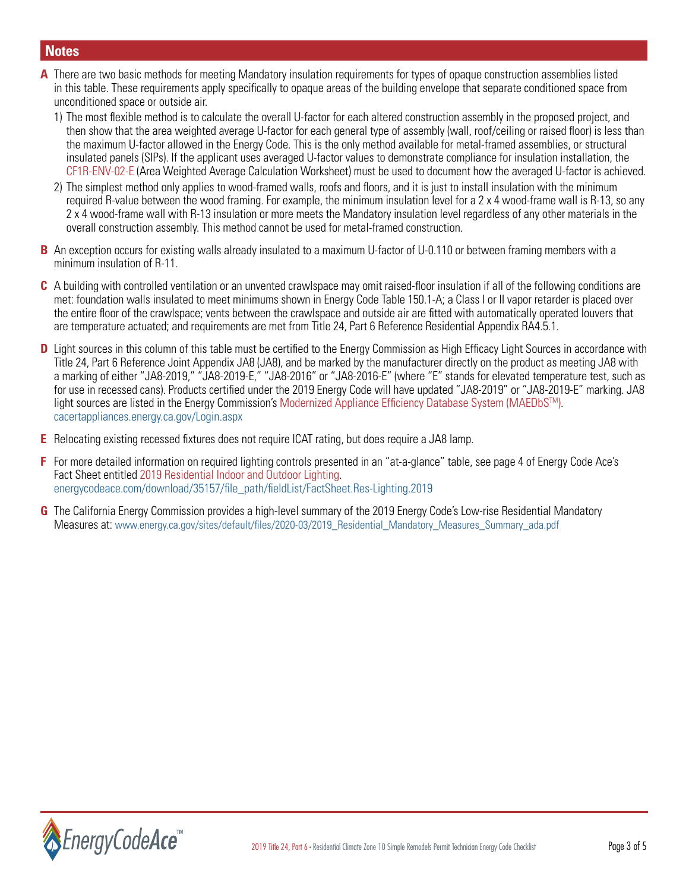## Notes

**A** There are two basic methods for meeting Mandatory insulation requirements for types of opaque construction assemblies listed in this table. These requirements apply specifically to opaque areas of the building envelope that separate conditioned space from unconditioned space or outside air.

1) The most flexible method is to calculate the overall U-factor for each altered construction assembly in the proposed project, and then show that the area weighted average U-factor for each general type of assembly (wall, roof/ceiling or raised floor) is less than the maximum U-factor allowed in the Energy Code. This is the only method available for metal-framed assemblies, or structural insulated panels (SIPs). If the applicant uses averaged U-factor values to demonstrate compliance for insulation installation, the CF1R-ENV-02-E (Area Weighted Average Calculation Worksheet) must be used to document how the averaged U-factor is achieved.

2) The simplest method only applies to wood-framed walls, roofs and floors, and it is just to install insulation with the minimum required R-value between the wood framing. For example, the minimum insulation level for a 2 x 4 wood-frame wall is R-13, so any 2 x 4 wood-frame wall with R-13 insulation or more meets the Mandatory insulation level regardless of any other materials in the overall construction assembly. This method cannot be used for metal-framed construction.

**B** An exception occurs for existing walls already insulated to a maximum U-factor of U-0.110 or between framing members with a minimum insulation of R-11.

**C** A building with controlled ventilation or an unvented crawlspace may omit raised-floor insulation if all of the following conditions are met: foundation walls insulated to meet minimums shown in Energy Code Table 150.1-A; a Class I or II vapor retarder is placed over the entire floor of the crawlspace; vents between the crawlspace and outside air are fitted with automatically operated louvers that are temperature actuated; and requirements are met from Title 24, Part 6 Reference Residential Appendix RA4.5.1.

**D** Light sources in this column of this table must be certified to the Energy Commission as High Efficacy Light Sources in accordance with Title 24, Part 6 Reference Joint Appendix JA8 (JA8), and be marked by the manufacturer directly on the product as meeting JA8 with a marking of either "JA8-2019," "JA8-2019-E," "JA8-2016" or "JA8-2016-E" (where "E" stands for elevated temperature test, such as for use in recessed cans). Products certified under the 2019 Energy Code will have updated "JA8-2019" or "JA8-2019-E" marking. JA8 light sources are listed in the Energy Commission's Modernized Appliance Efficiency Database System (MAEDbS™). cacertappliances.energy.ca.gov/Login.aspx

**E** Relocating existing recessed fixtures does not require ICAT rating, but does require a JA8 lamp.

**F** For more detailed information on required lighting controls presented in an "at-a-glance" table, see page 4 of Energy Code Ace's Fact Sheet entitled 2019 Residential Indoor and Outdoor Lighting. energycodeace.com/download/35157/file_path/fieldList/FactSheet.Res-Lighting.2019

**G** The California Energy Commission provides a high-level summary of the 2019 Energy Code's Low-rise Residential Mandatory Measures at: www.energy.ca.gov/sites/default/files/2020-03/2019_Residential_Mandatory_Measures_Summary_ada.pdf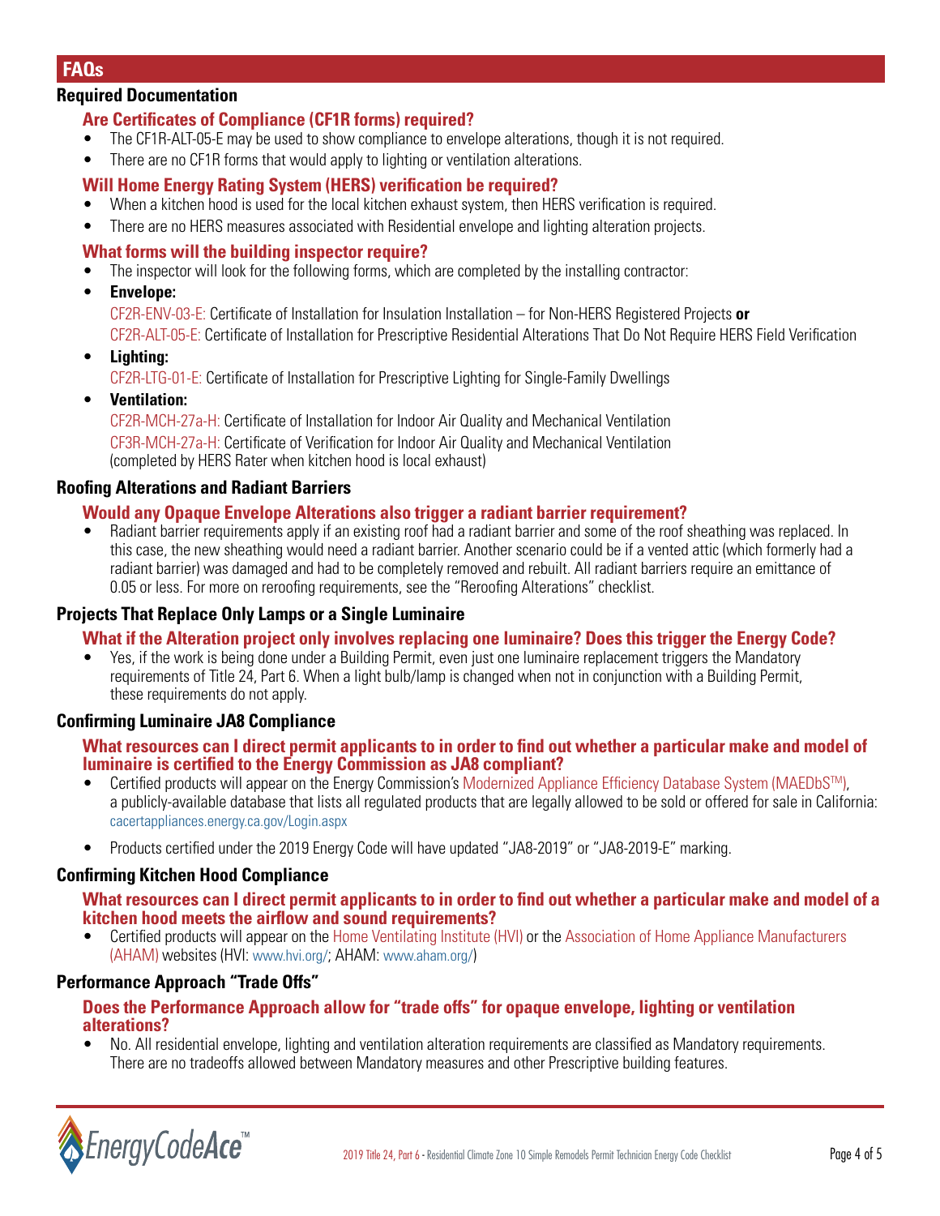## FAQs

### Required Documentation

#### Are Certificates of Compliance (CF1R forms) required?

- The CF1R-ALT-05-E may be used to show compliance to envelope alterations, though it is not required.
- There are no CF1R forms that would apply to lighting or ventilation alterations.

#### Will Home Energy Rating System (HERS) verification be required?

- When a kitchen hood is used for the local kitchen exhaust system, then HERS verification is required.
- There are no HERS measures associated with Residential envelope and lighting alteration projects.

#### What forms will the building inspector require?

- The inspector will look for the following forms, which are completed by the installing contractor:
- **Envelope:**

  CF2R-ENV-03-E: Certificate of Installation for Insulation Installation – for Non-HERS Registered Projects **or**

  CF2R-ALT-05-E: Certificate of Installation for Prescriptive Residential Alterations That Do Not Require HERS Field Verification
- **Lighting:**

  CF2R-LTG-01-E: Certificate of Installation for Prescriptive Lighting for Single-Family Dwellings
- **Ventilation:**

  CF2R-MCH-27a-H: Certificate of Installation for Indoor Air Quality and Mechanical Ventilation

  CF3R-MCH-27a-H: Certificate of Verification for Indoor Air Quality and Mechanical Ventilation (completed by HERS Rater when kitchen hood is local exhaust)

### Roofing Alterations and Radiant Barriers

#### Would any Opaque Envelope Alterations also trigger a radiant barrier requirement?

- Radiant barrier requirements apply if an existing roof had a radiant barrier and some of the roof sheathing was replaced. In this case, the new sheathing would need a radiant barrier. Another scenario could be if a vented attic (which formerly had a radiant barrier) was damaged and had to be completely removed and rebuilt. All radiant barriers require an emittance of 0.05 or less. For more on reroofing requirements, see the "Reroofing Alterations" checklist.

### Projects That Replace Only Lamps or a Single Luminaire

#### What if the Alteration project only involves replacing one luminaire? Does this trigger the Energy Code?

- Yes, if the work is being done under a Building Permit, even just one luminaire replacement triggers the Mandatory requirements of Title 24, Part 6. When a light bulb/lamp is changed when not in conjunction with a Building Permit, these requirements do not apply.

### Confirming Luminaire JA8 Compliance

#### What resources can I direct permit applicants to in order to find out whether a particular make and model of luminaire is certified to the Energy Commission as JA8 compliant?

- Certified products will appear on the Energy Commission's Modernized Appliance Efficiency Database System (MAEDbS™), a publicly-available database that lists all regulated products that are legally allowed to be sold or offered for sale in California: cacertappliances.energy.ca.gov/Login.aspx
- Products certified under the 2019 Energy Code will have updated "JA8-2019" or "JA8-2019-E" marking.

### Confirming Kitchen Hood Compliance

#### What resources can I direct permit applicants to in order to find out whether a particular make and model of a kitchen hood meets the airflow and sound requirements?

- Certified products will appear on the Home Ventilating Institute (HVI) or the Association of Home Appliance Manufacturers (AHAM) websites (HVI: www.hvi.org/; AHAM: www.aham.org/)

### Performance Approach "Trade Offs"

#### Does the Performance Approach allow for "trade offs" for opaque envelope, lighting or ventilation alterations?

- No. All residential envelope, lighting and ventilation alteration requirements are classified as Mandatory requirements. There are no tradeoffs allowed between Mandatory measures and other Prescriptive building features.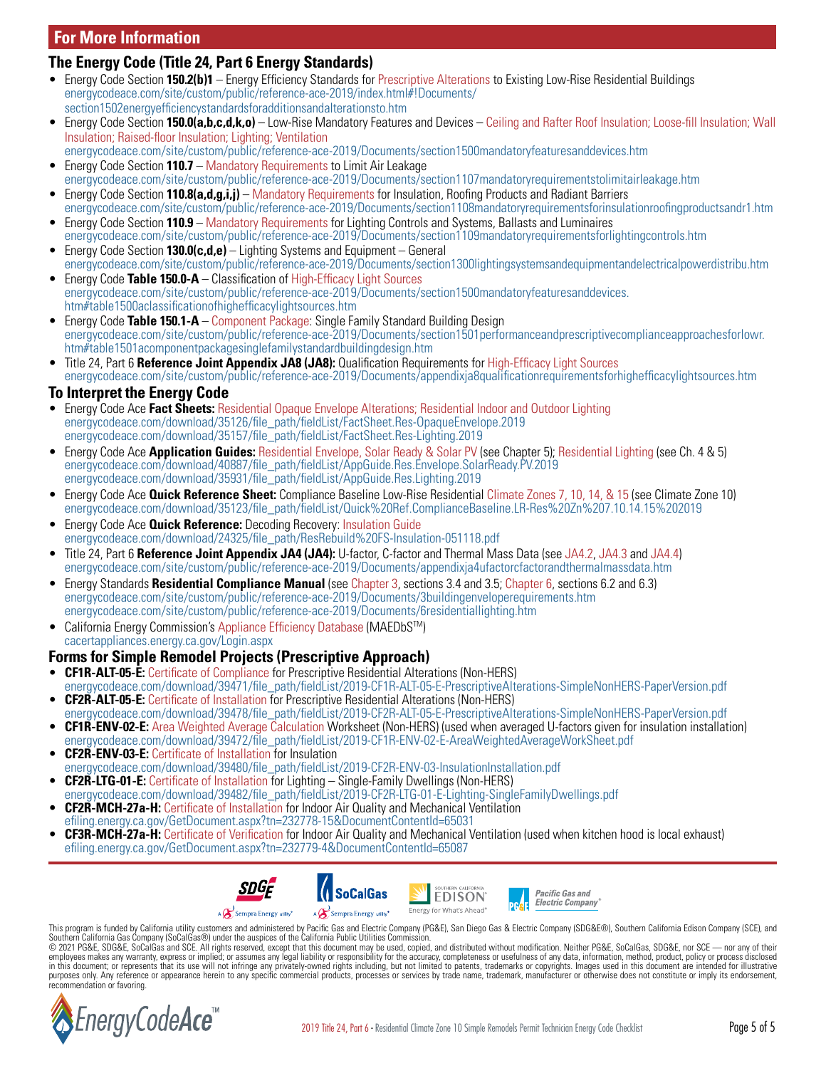## For More Information

### The Energy Code (Title 24, Part 6 Energy Standards)

- Energy Code Section **150.2(b)1** – Energy Efficiency Standards for Prescriptive Alterations to Existing Low-Rise Residential Buildings
  energycodeace.com/site/custom/public/reference-ace-2019/index.html#!Documents/section1502energyefficiencystandardsforadditionsandalterationsto.htm
- Energy Code Section **150.0(a,b,c,d,k,o)** – Low-Rise Mandatory Features and Devices – Ceiling and Rafter Roof Insulation; Loose-fill Insulation; Wall Insulation; Raised-floor Insulation; Lighting; Ventilation
  energycodeace.com/site/custom/public/reference-ace-2019/Documents/section1500mandatoryfeaturesanddevices.htm
- Energy Code Section **110.7** – Mandatory Requirements to Limit Air Leakage
  energycodeace.com/site/custom/public/reference-ace-2019/Documents/section1107mandatoryrequirementstolimitairleakage.htm
- Energy Code Section **110.8(a,d,g,i,j)** – Mandatory Requirements for Insulation, Roofing Products and Radiant Barriers
  energycodeace.com/site/custom/public/reference-ace-2019/Documents/section1108mandatoryrequirementsforinsulationroofingproductsandr1.htm
- Energy Code Section **110.9** – Mandatory Requirements for Lighting Controls and Systems, Ballasts and Luminaires
  energycodeace.com/site/custom/public/reference-ace-2019/Documents/section1109mandatoryrequirementsforlightingcontrols.htm
- Energy Code Section **130.0(c,d,e)** – Lighting Systems and Equipment – General
  energycodeace.com/site/custom/public/reference-ace-2019/Documents/section1300lightingsystemsandequipmentandelectricalpowerdistribu.htm
- Energy Code **Table 150.0-A** – Classification of High-Efficacy Light Sources
  energycodeace.com/site/custom/public/reference-ace-2019/Documents/section1500mandatoryfeaturesanddevices.htm#table1500aclassificationofhighefficacylightsources.htm
- Energy Code **Table 150.1-A** – Component Package: Single Family Standard Building Design
  energycodeace.com/site/custom/public/reference-ace-2019/Documents/section1501performanceandprescriptivecomplianceapproachesforlowr.htm#table1501acomponentpackagesinglefamilystandardbuildingdesign.htm
- Title 24, Part 6 **Reference Joint Appendix JA8 (JA8):** Qualification Requirements for High-Efficacy Light Sources
  energycodeace.com/site/custom/public/reference-ace-2019/Documents/appendixja8qualificationrequirementsforhighefficacylightsources.htm

### To Interpret the Energy Code

- Energy Code Ace **Fact Sheets:** Residential Opaque Envelope Alterations; Residential Indoor and Outdoor Lighting
  energycodeace.com/download/35126/file_path/fieldList/FactSheet.Res-OpaqueEnvelope.2019
  energycodeace.com/download/35157/file_path/fieldList/FactSheet.Res-Lighting.2019
- Energy Code Ace **Application Guides:** Residential Envelope, Solar Ready & Solar PV (see Chapter 5); Residential Lighting (see Ch. 4 & 5)
  energycodeace.com/download/40887/file_path/fieldList/AppGuide.Res.Envelope.SolarReady.PV.2019
  energycodeace.com/download/35931/file_path/fieldList/AppGuide.Res.Lighting.2019
- Energy Code Ace **Quick Reference Sheet:** Compliance Baseline Low-Rise Residential Climate Zones 7, 10, 14, & 15 (see Climate Zone 10)
  energycodeace.com/download/35123/file_path/fieldList/Quick%20Ref.ComplianceBaseline.LR-Res%20Zn%207.10.14.15%202019
- Energy Code Ace **Quick Reference:** Decoding Recovery: Insulation Guide
  energycodeace.com/download/24325/file_path/ResRebuild%20FS-Insulation-051118.pdf
- Title 24, Part 6 **Reference Joint Appendix JA4 (JA4):** U-factor, C-factor and Thermal Mass Data (see JA4.2, JA4.3 and JA4.4)
  energycodeace.com/site/custom/public/reference-ace-2019/Documents/appendixja4ufactorcfactorandthermalmassdata.htm
- Energy Standards **Residential Compliance Manual** (see Chapter 3, sections 3.4 and 3.5; Chapter 6, sections 6.2 and 6.3)
  energycodeace.com/site/custom/public/reference-ace-2019/Documents/3buildingenvelopere­quirements.htm
  energycodeace.com/site/custom/public/reference-ace-2019/Documents/6residentiallighting.htm
- California Energy Commission's Appliance Efficiency Database (MAEDbS™)
  cacertappliances.energy.ca.gov/Login.aspx

### Forms for Simple Remodel Projects (Prescriptive Approach)

- **CF1R-ALT-05-E:** Certificate of Compliance for Prescriptive Residential Alterations (Non-HERS)
  energycodeace.com/download/39471/file_path/fieldList/2019-CF1R-ALT-05-E-PrescriptiveAlterations-SimpleNonHERS-PaperVersion.pdf
- **CF2R-ALT-05-E:** Certificate of Installation for Prescriptive Residential Alterations (Non-HERS)
  energycodeace.com/download/39478/file_path/fieldList/2019-CF2R-ALT-05-E-PrescriptiveAlterations-SimpleNonHERS-PaperVersion.pdf
- **CF1R-ENV-02-E:** Area Weighted Average Calculation Worksheet (Non-HERS) (used when averaged U-factors given for insulation installation)
  energycodeace.com/download/39472/file_path/fieldList/2019-CF1R-ENV-02-E-AreaWeightedAverageWorkSheet.pdf
- **CF2R-ENV-03-E:** Certificate of Installation for Insulation
  energycodeace.com/download/39480/file_path/fieldList/2019-CF2R-ENV-03-InsulationInstallation.pdf
- **CF2R-LTG-01-E:** Certificate of Installation for Lighting – Single-Family Dwellings (Non-HERS)
  energycodeace.com/download/39482/file_path/fieldList/2019-CF2R-LTG-01-E-Lighting-SingleFamilyDwellings.pdf
- **CF2R-MCH-27a-H:** Certificate of Installation for Indoor Air Quality and Mechanical Ventilation
  efiling.energy.ca.gov/GetDocument.aspx?tn=232778-15&DocumentContentId=65031
- **CF3R-MCH-27a-H:** Certificate of Verification for Indoor Air Quality and Mechanical Ventilation (used when kitchen hood is local exhaust)
  efiling.energy.ca.gov/GetDocument.aspx?tn=232779-4&DocumentContentId=65087

This program is funded by California utility customers and administered by Pacific Gas and Electric Company (PG&E), San Diego Gas & Electric Company (SDG&E®), Southern California Edison Company (SCE), and Southern California Gas Company (SoCalGas®) under the auspices of the California Public Utilities Commission.

© 2021 PG&E, SDG&E, SoCalGas and SCE. All rights reserved, except that this document may be used, copied, and distributed without modification. Neither PG&E, SoCalGas, SDG&E, nor SCE — nor any of their employees makes any warranty, express or implied; or assumes any legal liability or responsibility for the accuracy, completeness or usefulness of any data, information, method, product, policy or process disclosed in this document; or represents that its use will not infringe any privately-owned rights including, but not limited to, patents, trademarks or copyrights. Images used in this document are intended for illustrative purposes only. Any reference or appearance herein to any specific commercial products, processes or services by trade name, trademark, manufacturer or otherwise does not constitute or imply its endorsement, recommendation or favoring.